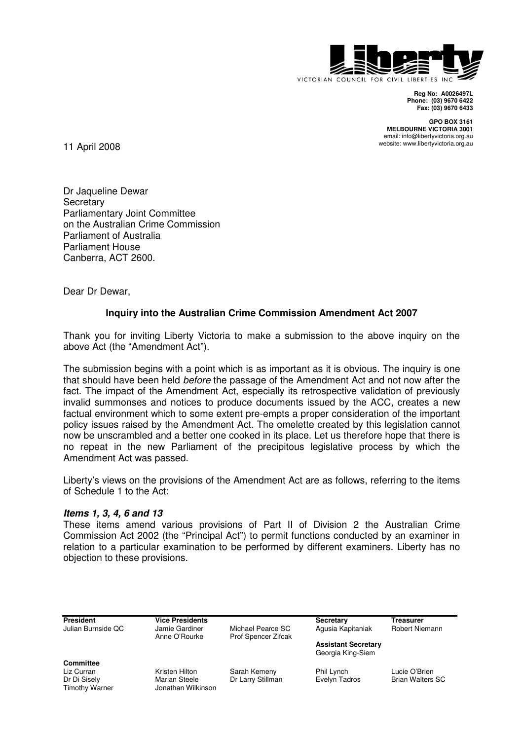Liberty

VICTORIAN COUNCIL FOR CIVIL LIBERTIES INC

**Reg No: A0026497L**
**Phone: (03) 9670 6422**
**Fax: (03) 9670 6433**

**GPO BOX 3161**
**MELBOURNE VICTORIA 3001**
email: info@libertyvictoria.org.au
website: www.libertyvictoria.org.au

11 April 2008

Dr Jaqueline Dewar
Secretary
Parliamentary Joint Committee
on the Australian Crime Commission
Parliament of Australia
Parliament House
Canberra, ACT 2600.

Dear Dr Dewar,

**Inquiry into the Australian Crime Commission Amendment Act 2007**

Thank you for inviting Liberty Victoria to make a submission to the above inquiry on the above Act (the "Amendment Act").

The submission begins with a point which is as important as it is obvious. The inquiry is one that should have been held *before* the passage of the Amendment Act and not now after the fact. The impact of the Amendment Act, especially its retrospective validation of previously invalid summonses and notices to produce documents issued by the ACC, creates a new factual environment which to some extent pre-empts a proper consideration of the important policy issues raised by the Amendment Act. The omelette created by this legislation cannot now be unscrambled and a better one cooked in its place. Let us therefore hope that there is no repeat in the new Parliament of the precipitous legislative process by which the Amendment Act was passed.

Liberty's views on the provisions of the Amendment Act are as follows, referring to the items of Schedule 1 to the Act:

***Items 1, 3, 4, 6 and 13***

These items amend various provisions of Part II of Division 2 the Australian Crime Commission Act 2002 (the "Principal Act") to permit functions conducted by an examiner in relation to a particular examination to be performed by different examiners. Liberty has no objection to these provisions.

| **President** | **Vice Presidents** | | **Secretary** | **Treasurer** |
|---|---|---|---|---|
| Julian Burnside QC | Jamie Gardiner<br>Anne O'Rourke | Michael Pearce SC<br>Prof Spencer Zifcak | Agusia Kapitaniak | Robert Niemann |
| | | | **Assistant Secretary**<br>Georgia King-Siem | |
| **Committee** | | | | |
| Liz Curran<br>Dr Di Sisely<br>Timothy Warner | Kristen Hilton<br>Marian Steele<br>Jonathan Wilkinson | Sarah Kemeny<br>Dr Larry Stillman | Phil Lynch<br>Evelyn Tadros | Lucie O'Brien<br>Brian Walters SC |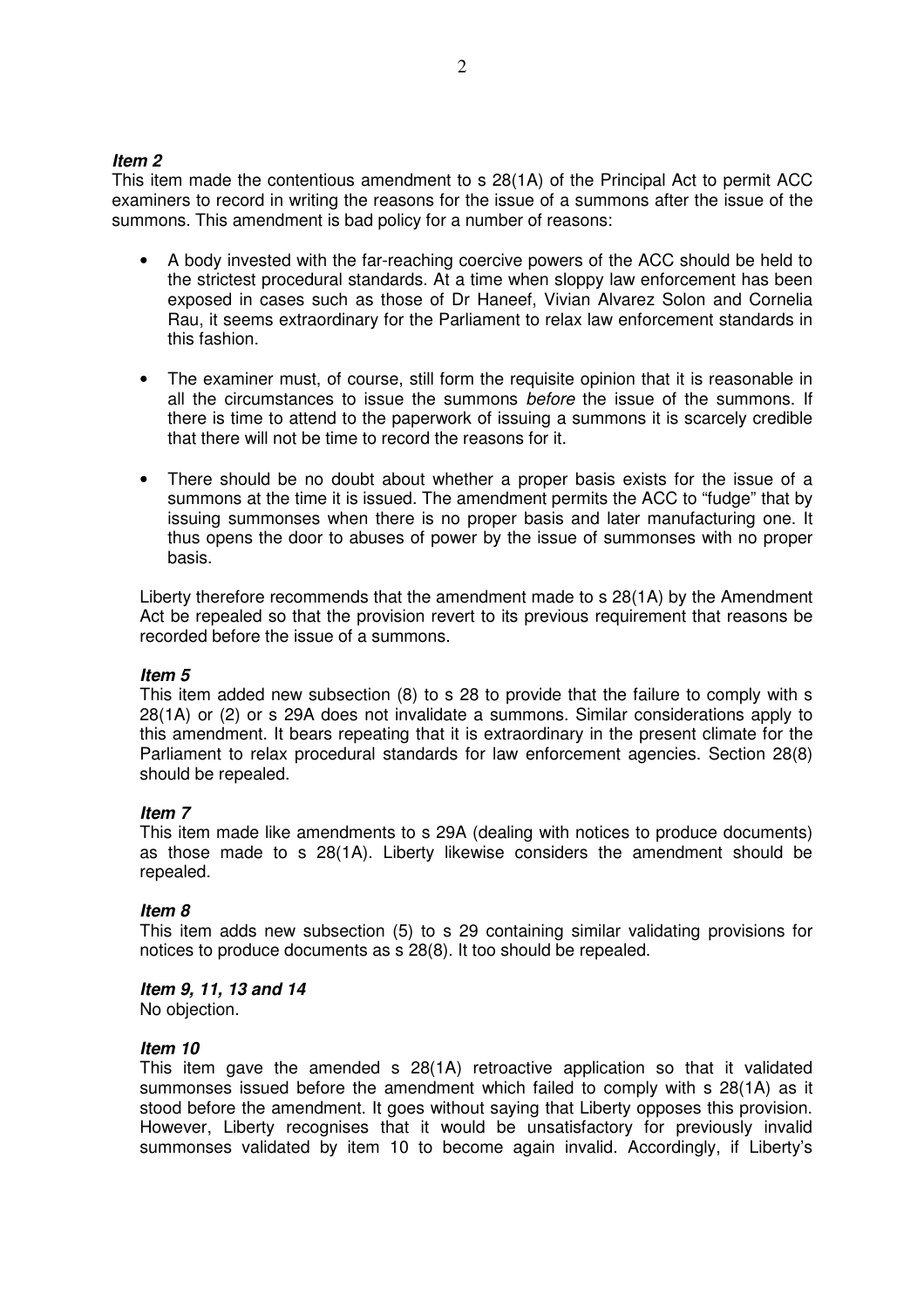***Item 2***

This item made the contentious amendment to s 28(1A) of the Principal Act to permit ACC examiners to record in writing the reasons for the issue of a summons after the issue of the summons. This amendment is bad policy for a number of reasons:

- A body invested with the far-reaching coercive powers of the ACC should be held to the strictest procedural standards. At a time when sloppy law enforcement has been exposed in cases such as those of Dr Haneef, Vivian Alvarez Solon and Cornelia Rau, it seems extraordinary for the Parliament to relax law enforcement standards in this fashion.

- The examiner must, of course, still form the requisite opinion that it is reasonable in all the circumstances to issue the summons *before* the issue of the summons. If there is time to attend to the paperwork of issuing a summons it is scarcely credible that there will not be time to record the reasons for it.

- There should be no doubt about whether a proper basis exists for the issue of a summons at the time it is issued. The amendment permits the ACC to "fudge" that by issuing summonses when there is no proper basis and later manufacturing one. It thus opens the door to abuses of power by the issue of summonses with no proper basis.

Liberty therefore recommends that the amendment made to s 28(1A) by the Amendment Act be repealed so that the provision revert to its previous requirement that reasons be recorded before the issue of a summons.

***Item 5***

This item added new subsection (8) to s 28 to provide that the failure to comply with s 28(1A) or (2) or s 29A does not invalidate a summons. Similar considerations apply to this amendment. It bears repeating that it is extraordinary in the present climate for the Parliament to relax procedural standards for law enforcement agencies. Section 28(8) should be repealed.

***Item 7***

This item made like amendments to s 29A (dealing with notices to produce documents) as those made to s 28(1A). Liberty likewise considers the amendment should be repealed.

***Item 8***

This item adds new subsection (5) to s 29 containing similar validating provisions for notices to produce documents as s 28(8). It too should be repealed.

***Item 9, 11, 13 and 14***

No objection.

***Item 10***

This item gave the amended s 28(1A) retroactive application so that it validated summonses issued before the amendment which failed to comply with s 28(1A) as it stood before the amendment. It goes without saying that Liberty opposes this provision. However, Liberty recognises that it would be unsatisfactory for previously invalid summonses validated by item 10 to become again invalid. Accordingly, if Liberty's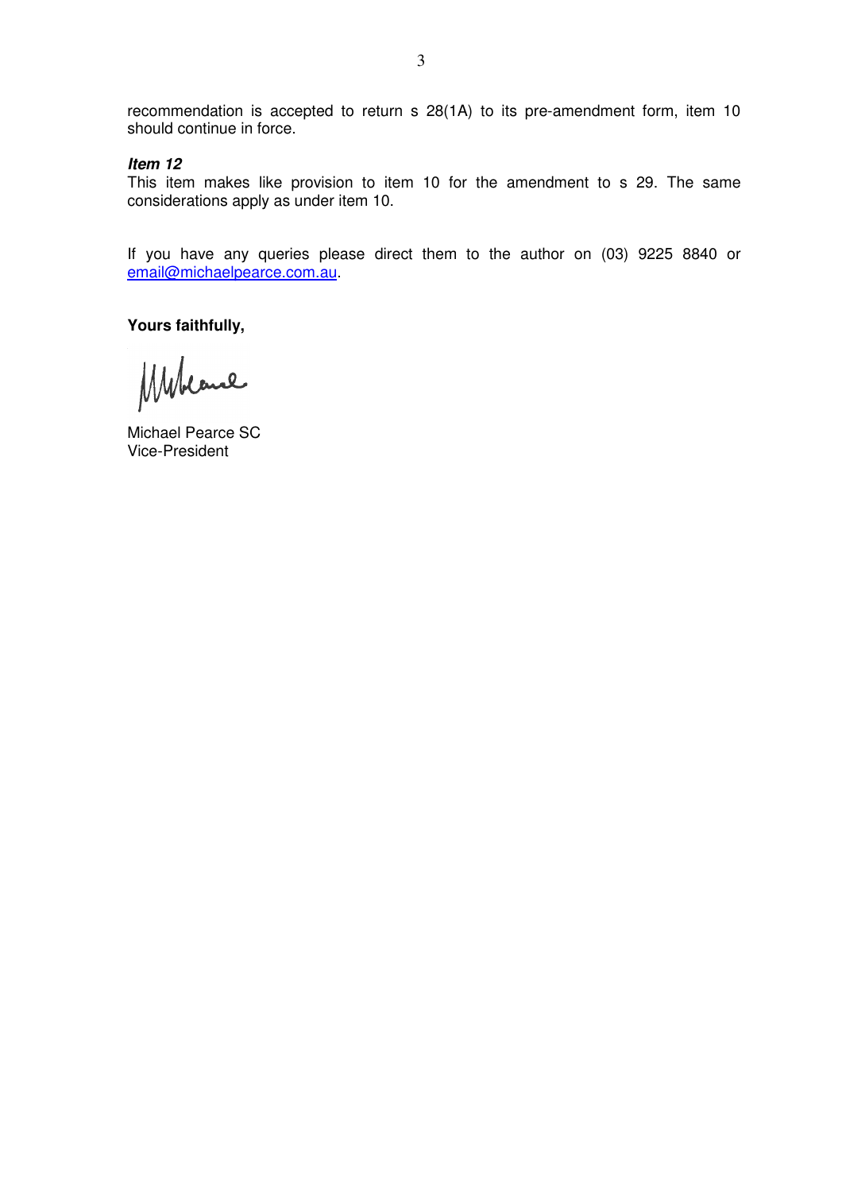recommendation is accepted to return s 28(1A) to its pre-amendment form, item 10 should continue in force.

***Item 12***

This item makes like provision to item 10 for the amendment to s 29. The same considerations apply as under item 10.

If you have any queries please direct them to the author on (03) 9225 8840 or email@michaelpearce.com.au.

**Yours faithfully,**

Michael Pearce SC
Vice-President